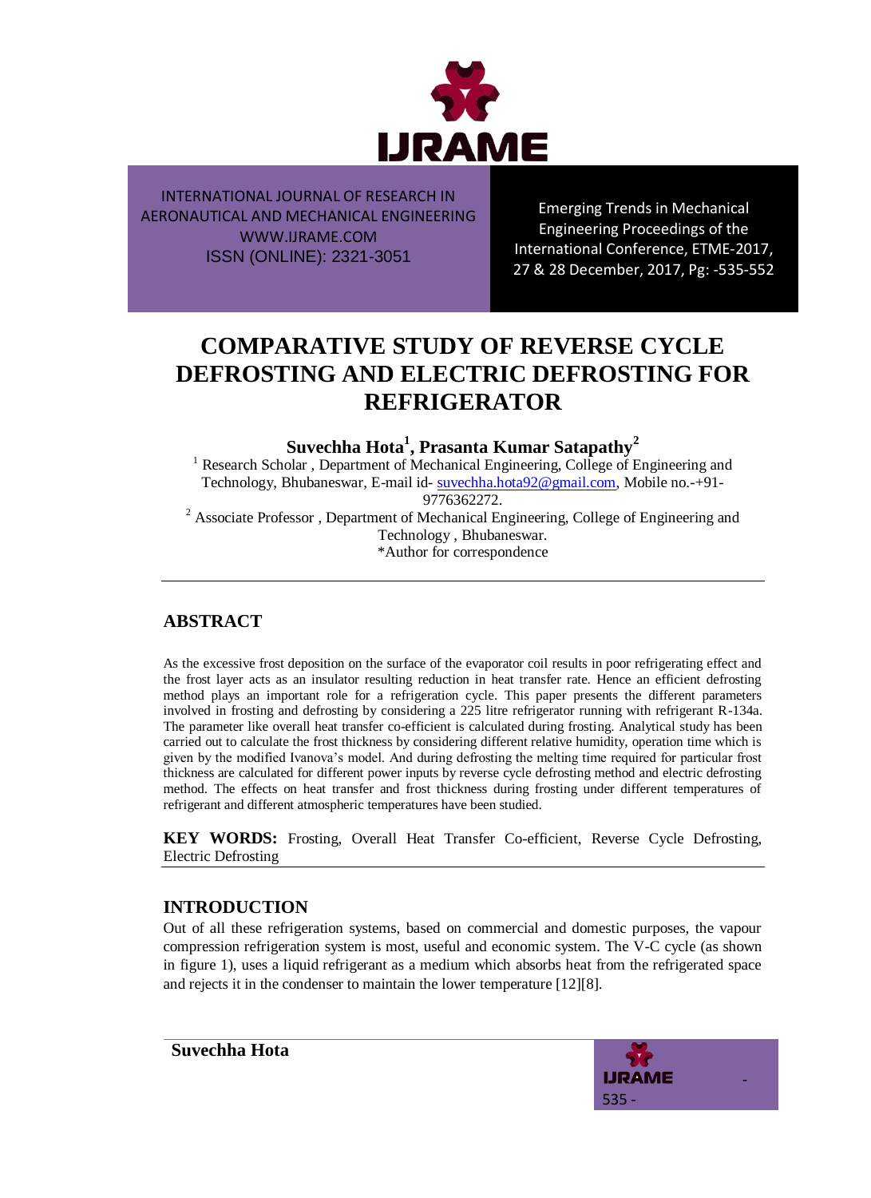INTERNATIONAL JOURNAL OF RESEARCH IN AERONAUTICAL AND MECHANICAL ENGINEERING
WWW.IJRAME.COM
ISSN (ONLINE): 2321-3051

Emerging Trends in Mechanical Engineering Proceedings of the International Conference, ETME-2017, 27 & 28 December, 2017, Pg: -535-552

# COMPARATIVE STUDY OF REVERSE CYCLE DEFROSTING AND ELECTRIC DEFROSTING FOR REFRIGERATOR

**Suvechha Hota[1], Prasanta Kumar Satapathy[2]**

[1] Research Scholar , Department of Mechanical Engineering, College of Engineering and Technology, Bhubaneswar, E-mail id- suvechha.hota92@gmail.com, Mobile no.-+91-9776362272.

[2] Associate Professor , Department of Mechanical Engineering, College of Engineering and Technology , Bhubaneswar.

*Author for correspondence

## ABSTRACT

As the excessive frost deposition on the surface of the evaporator coil results in poor refrigerating effect and the frost layer acts as an insulator resulting reduction in heat transfer rate. Hence an efficient defrosting method plays an important role for a refrigeration cycle. This paper presents the different parameters involved in frosting and defrosting by considering a 225 litre refrigerator running with refrigerant R-134a. The parameter like overall heat transfer co-efficient is calculated during frosting. Analytical study has been carried out to calculate the frost thickness by considering different relative humidity, operation time which is given by the modified Ivanova's model. And during defrosting the melting time required for particular frost thickness are calculated for different power inputs by reverse cycle defrosting method and electric defrosting method. The effects on heat transfer and frost thickness during frosting under different temperatures of refrigerant and different atmospheric temperatures have been studied.

**KEY WORDS:** Frosting, Overall Heat Transfer Co-efficient, Reverse Cycle Defrosting, Electric Defrosting

## INTRODUCTION

Out of all these refrigeration systems, based on commercial and domestic purposes, the vapour compression refrigeration system is most, useful and economic system. The V-C cycle (as shown in figure 1), uses a liquid refrigerant as a medium which absorbs heat from the refrigerated space and rejects it in the condenser to maintain the lower temperature [12][8].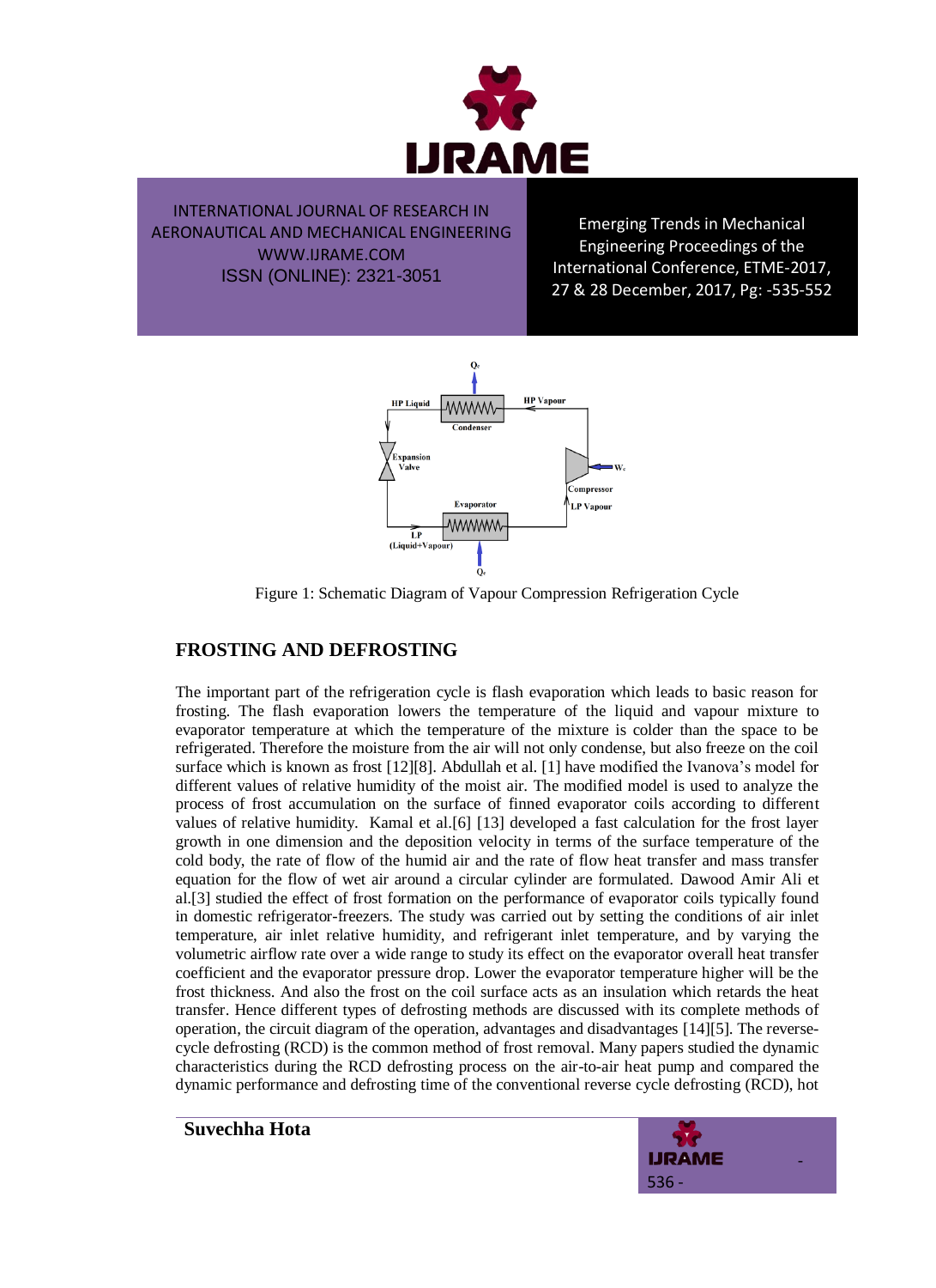Figure 1: Schematic Diagram of Vapour Compression Refrigeration Cycle

## FROSTING AND DEFROSTING

The important part of the refrigeration cycle is flash evaporation which leads to basic reason for frosting. The flash evaporation lowers the temperature of the liquid and vapour mixture to evaporator temperature at which the temperature of the mixture is colder than the space to be refrigerated. Therefore the moisture from the air will not only condense, but also freeze on the coil surface which is known as frost [12][8]. Abdullah et al. [1] have modified the Ivanova's model for different values of relative humidity of the moist air. The modified model is used to analyze the process of frost accumulation on the surface of finned evaporator coils according to different values of relative humidity. Kamal et al.[6] [13] developed a fast calculation for the frost layer growth in one dimension and the deposition velocity in terms of the surface temperature of the cold body, the rate of flow of the humid air and the rate of flow heat transfer and mass transfer equation for the flow of wet air around a circular cylinder are formulated. Dawood Amir Ali et al.[3] studied the effect of frost formation on the performance of evaporator coils typically found in domestic refrigerator-freezers. The study was carried out by setting the conditions of air inlet temperature, air inlet relative humidity, and refrigerant inlet temperature, and by varying the volumetric airflow rate over a wide range to study its effect on the evaporator overall heat transfer coefficient and the evaporator pressure drop. Lower the evaporator temperature higher will be the frost thickness. And also the frost on the coil surface acts as an insulation which retards the heat transfer. Hence different types of defrosting methods are discussed with its complete methods of operation, the circuit diagram of the operation, advantages and disadvantages [14][5]. The reverse-cycle defrosting (RCD) is the common method of frost removal. Many papers studied the dynamic characteristics during the RCD defrosting process on the air-to-air heat pump and compared the dynamic performance and defrosting time of the conventional reverse cycle defrosting (RCD), hot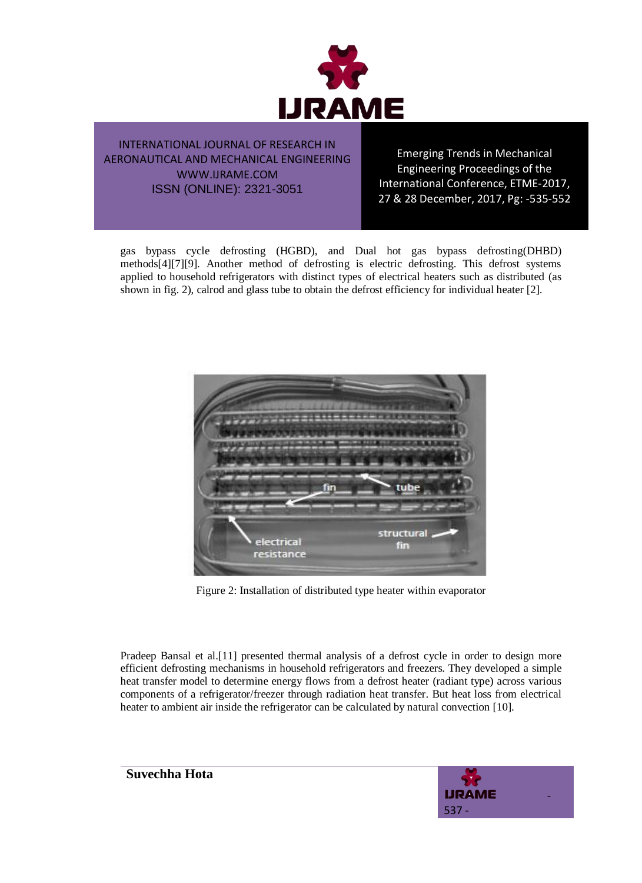gas bypass cycle defrosting (HGBD), and Dual hot gas bypass defrosting(DHBD) methods[4][7][9]. Another method of defrosting is electric defrosting. This defrost systems applied to household refrigerators with distinct types of electrical heaters such as distributed (as shown in fig. 2), calrod and glass tube to obtain the defrost efficiency for individual heater [2].

Figure 2: Installation of distributed type heater within evaporator

Pradeep Bansal et al.[11] presented thermal analysis of a defrost cycle in order to design more efficient defrosting mechanisms in household refrigerators and freezers. They developed a simple heat transfer model to determine energy flows from a defrost heater (radiant type) across various components of a refrigerator/freezer through radiation heat transfer. But heat loss from electrical heater to ambient air inside the refrigerator can be calculated by natural convection [10].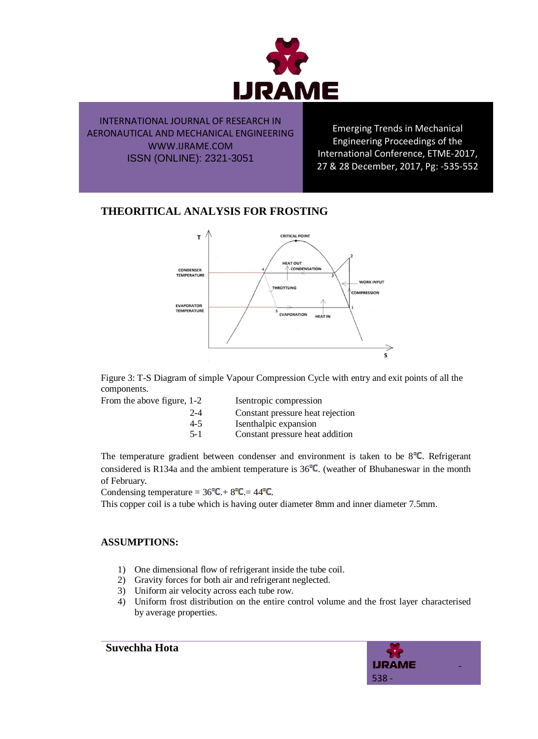## THEORITICAL ANALYSIS FOR FROSTING

Figure 3: T-S Diagram of simple Vapour Compression Cycle with entry and exit points of all the components.

From the above figure, 1-2 Isentropic compression

2-4 Constant pressure heat rejection

4-5 Isenthalpic expansion

5-1 Constant pressure heat addition

The temperature gradient between condenser and environment is taken to be 8℃. Refrigerant considered is R134a and the ambient temperature is 36℃. (weather of Bhubaneswar in the month of February.

Condensing temperature = 36℃.+ 8℃.= 44℃.

This copper coil is a tube which is having outer diameter 8mm and inner diameter 7.5mm.

## ASSUMPTIONS:

1) One dimensional flow of refrigerant inside the tube coil.
2) Gravity forces for both air and refrigerant neglected.
3) Uniform air velocity across each tube row.
4) Uniform frost distribution on the entire control volume and the frost layer characterised by average properties.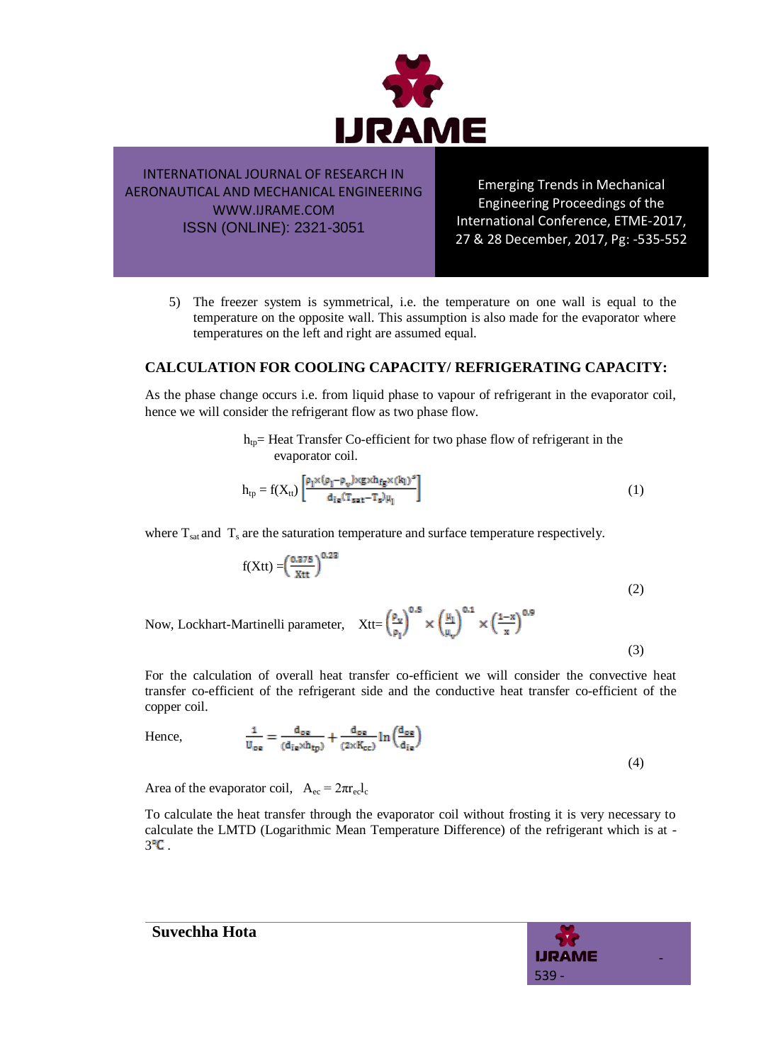5) The freezer system is symmetrical, i.e. the temperature on one wall is equal to the temperature on the opposite wall. This assumption is also made for the evaporator where temperatures on the left and right are assumed equal.

## CALCULATION FOR COOLING CAPACITY/ REFRIGERATING CAPACITY:

As the phase change occurs i.e. from liquid phase to vapour of refrigerant in the evaporator coil, hence we will consider the refrigerant flow as two phase flow.

$h_{tp}$= Heat Transfer Co-efficient for two phase flow of refrigerant in the evaporator coil.

$$h_{tp} = f(X_{tt}) \left[ \frac{\rho_l \times (\rho_l - \rho_v) \times g \times h_{fg} \times (k_l)^3}{d_{ie}(T_{sat} - T_s)\mu_l} \right] \tag{1}$$

where $T_{sat}$ and $T_s$ are the saturation temperature and surface temperature respectively.

$$f(Xtt) = \left(\frac{0.375}{Xtt}\right)^{0.23} \tag{2}$$

Now, Lockhart-Martinelli parameter,

$$Xtt = \left(\frac{\rho_v}{\rho_l}\right)^{0.5} \times \left(\frac{\mu_l}{\mu_v}\right)^{0.1} \times \left(\frac{1-x}{x}\right)^{0.9} \tag{3}$$

For the calculation of overall heat transfer co-efficient we will consider the convective heat transfer co-efficient of the refrigerant side and the conductive heat transfer co-efficient of the copper coil.

Hence,

$$\frac{1}{U_{oe}} = \frac{d_{oe}}{(d_{ie} \times h_{tp})} + \frac{d_{oe}}{(2 \times K_{cc})} \ln\left(\frac{d_{oe}}{d_{ie}}\right) \tag{4}$$

Area of the evaporator coil, $A_{ec} = 2\pi r_{ec} l_c$

To calculate the heat transfer through the evaporator coil without frosting it is very necessary to calculate the LMTD (Logarithmic Mean Temperature Difference) of the refrigerant which is at -3℃ .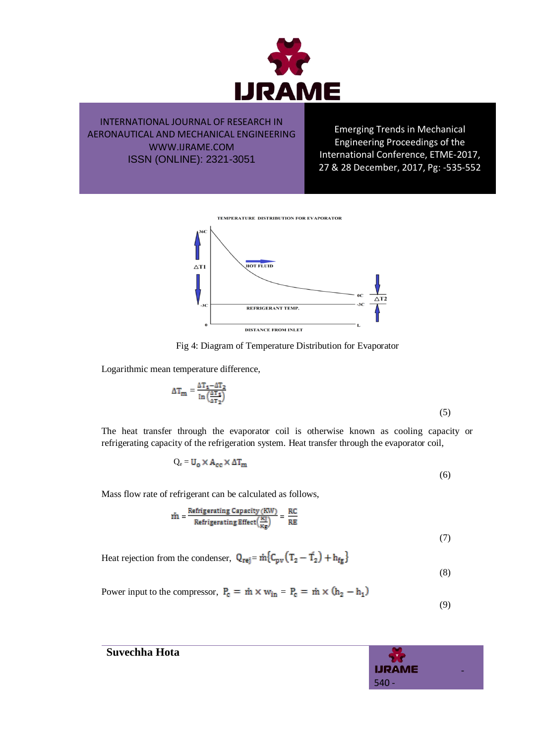Fig 4: Diagram of Temperature Distribution for Evaporator

Logarithmic mean temperature difference,

$$\Delta T_m = \frac{\Delta T_1 - \Delta T_2}{\ln\left(\frac{\Delta T_1}{\Delta T_2}\right)} \tag{5}$$

The heat transfer through the evaporator coil is otherwise known as cooling capacity or refrigerating capacity of the refrigeration system. Heat transfer through the evaporator coil,

$$Q_e = U_o \times A_{cc} \times \Delta T_m \tag{6}$$

Mass flow rate of refrigerant can be calculated as follows,

$$\dot{m} = \frac{\text{Refrigerating Capacity (KW)}}{\text{Refrigerating Effect}\left(\frac{KJ}{Kg}\right)} = \frac{RC}{RE} \tag{7}$$

Heat rejection from the condenser, $Q_{rej} = \dot{m}\{C_{pv}(T_2 - T_2') + h_{fg}\}$ (8)

Power input to the compressor, $P_c = \dot{m} \times w_{in} = P_c = \dot{m} \times (h_2 - h_1)$ (9)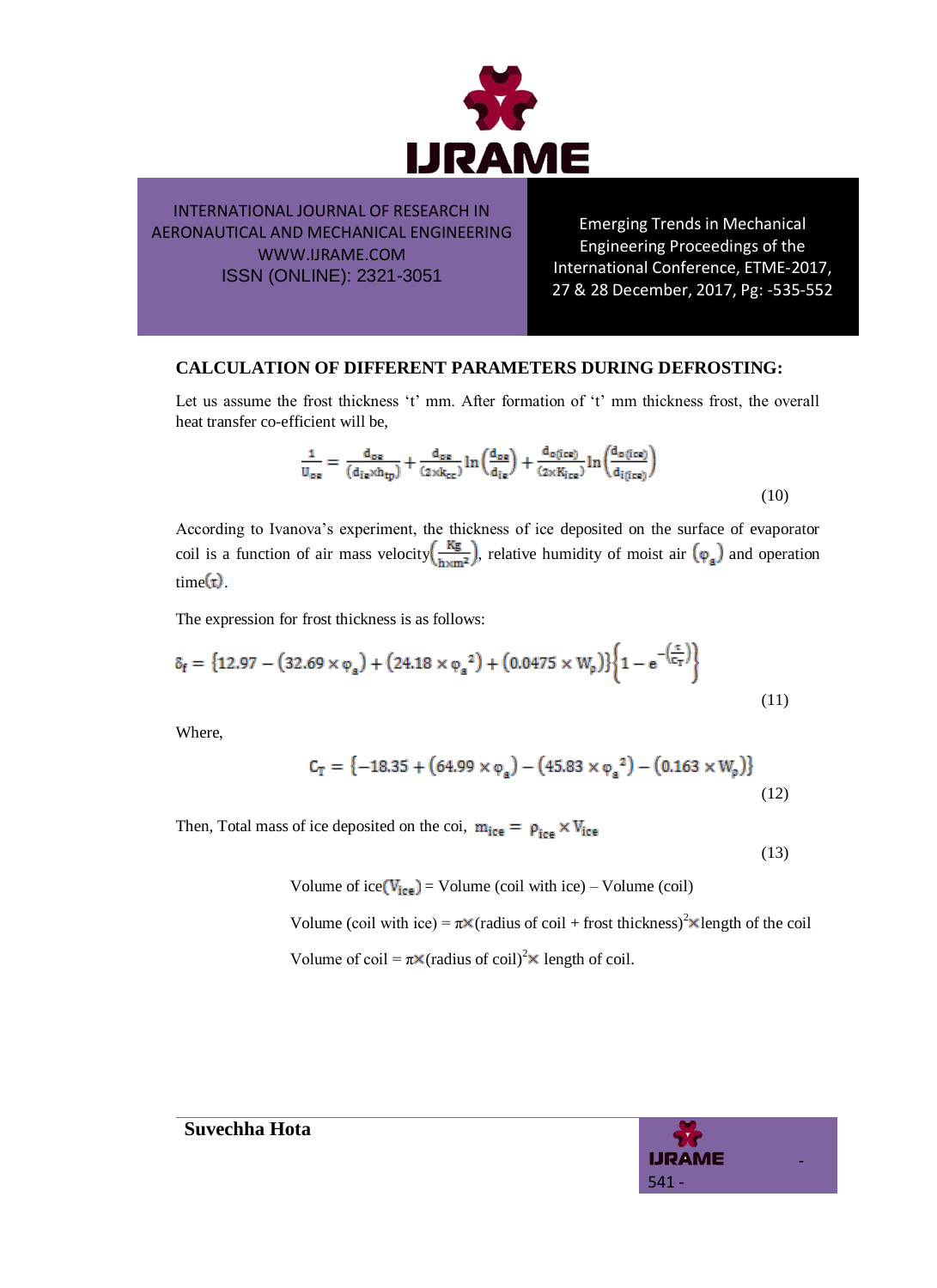### CALCULATION OF DIFFERENT PARAMETERS DURING DEFROSTING:

Let us assume the frost thickness 't' mm. After formation of 't' mm thickness frost, the overall heat transfer co-efficient will be,

$$\frac{1}{U_{oe}} = \frac{d_{oe}}{(d_{ie} \times h_{tp})} + \frac{d_{oe}}{(2 \times k_{cc})} \ln\left(\frac{d_{oe}}{d_{ie}}\right) + \frac{d_{o(ice)}}{(2 \times K_{ice})} \ln\left(\frac{d_{o(ice)}}{d_{i(ice)}}\right) \tag{10}$$

According to Ivanova's experiment, the thickness of ice deposited on the surface of evaporator coil is a function of air mass velocity$\left(\frac{Kg}{hxm^2}\right)$, relative humidity of moist air $(\varphi_a)$ and operation time$(\tau)$.

The expression for frost thickness is as follows:

$$\delta_f = \{12.97 - (32.69 \times \varphi_a) + (24.18 \times \varphi_a{}^2) + (0.0475 \times W_p)\}\left\{1 - e^{-\left(\frac{\tau}{C_T}\right)}\right\} \tag{11}$$

Where,

$$C_T = \{-18.35 + (64.99 \times \varphi_a) - (45.83 \times \varphi_a{}^2) - (0.163 \times W_p)\} \tag{12}$$

Then, Total mass of ice deposited on the coi, $m_{ice} = \rho_{ice} \times V_{ice}$ (13)

Volume of ice$(V_{ice})$ = Volume (coil with ice) – Volume (coil)

Volume (coil with ice) = $\pi \times$(radius of coil + frost thickness)$^2 \times$length of the coil

Volume of coil = $\pi \times$(radius of coil)$^2 \times$ length of coil.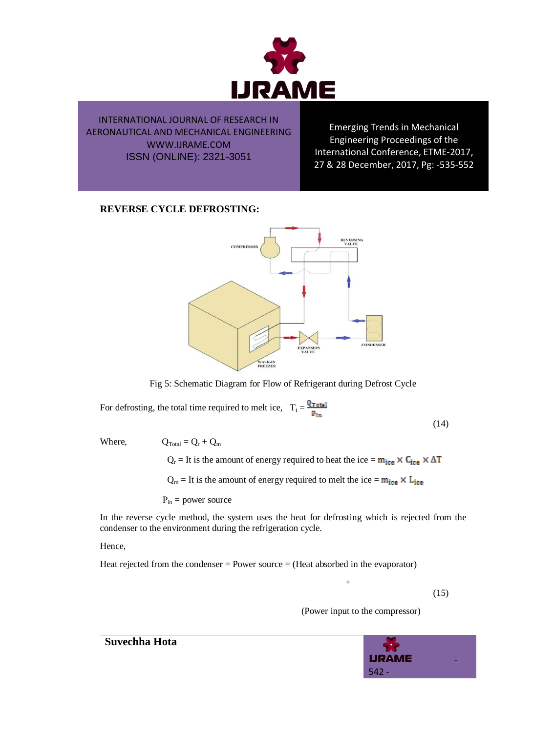**REVERSE CYCLE DEFROSTING:**

Fig 5: Schematic Diagram for Flow of Refrigerant during Defrost Cycle

For defrosting, the total time required to melt ice, $T_t = \frac{Q_{Total}}{P_{in}}$ (14)

Where, $Q_{Total} = Q_r + Q_m$

$Q_r$ = It is the amount of energy required to heat the ice = $m_{ice} \times C_{ice} \times \Delta T$

$Q_m$ = It is the amount of energy required to melt the ice = $m_{ice} \times L_{ice}$

$P_{in}$ = power source

In the reverse cycle method, the system uses the heat for defrosting which is rejected from the condenser to the environment during the refrigeration cycle.

Hence,

Heat rejected from the condenser = Power source = (Heat absorbed in the evaporator) + (Power input to the compressor) (15)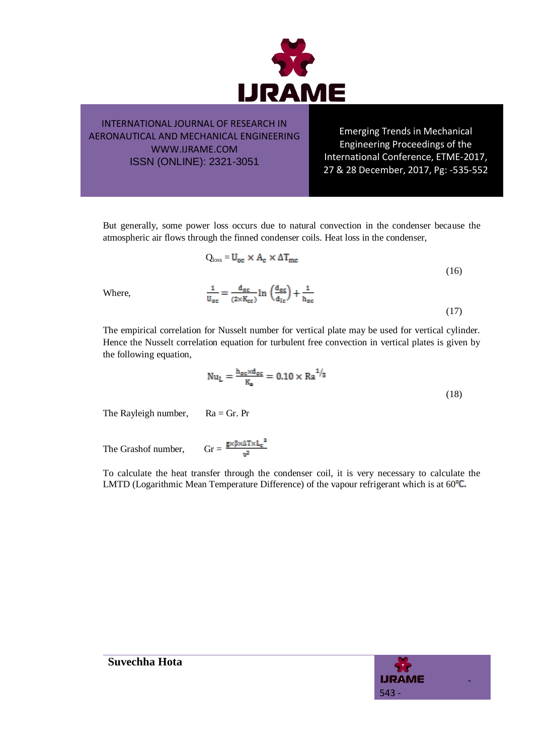But generally, some power loss occurs due to natural convection in the condenser because the atmospheric air flows through the finned condenser coils. Heat loss in the condenser,

$$Q_{loss} = U_{oc} \times A_c \times \Delta T_{mc} \tag{16}$$

Where,

$$\frac{1}{U_{oc}} = \frac{d_{oc}}{(2 \times K_{cc})} \ln\left(\frac{d_{oc}}{d_{ic}}\right) + \frac{1}{h_{oc}} \tag{17}$$

The empirical correlation for Nusselt number for vertical plate may be used for vertical cylinder. Hence the Nusselt correlation equation for turbulent free convection in vertical plates is given by the following equation,

$$Nu_L = \frac{h_{oc} \times d_{oc}}{K_a} = 0.10 \times Ra^{1/3} \tag{18}$$

The Rayleigh number, $Ra = Gr.\ Pr$

The Grashof number, $Gr = \frac{g \times \beta \times \Delta T \times L_c^3}{\upsilon^2}$

To calculate the heat transfer through the condenser coil, it is very necessary to calculate the LMTD (Logarithmic Mean Temperature Difference) of the vapour refrigerant which is at 60℃.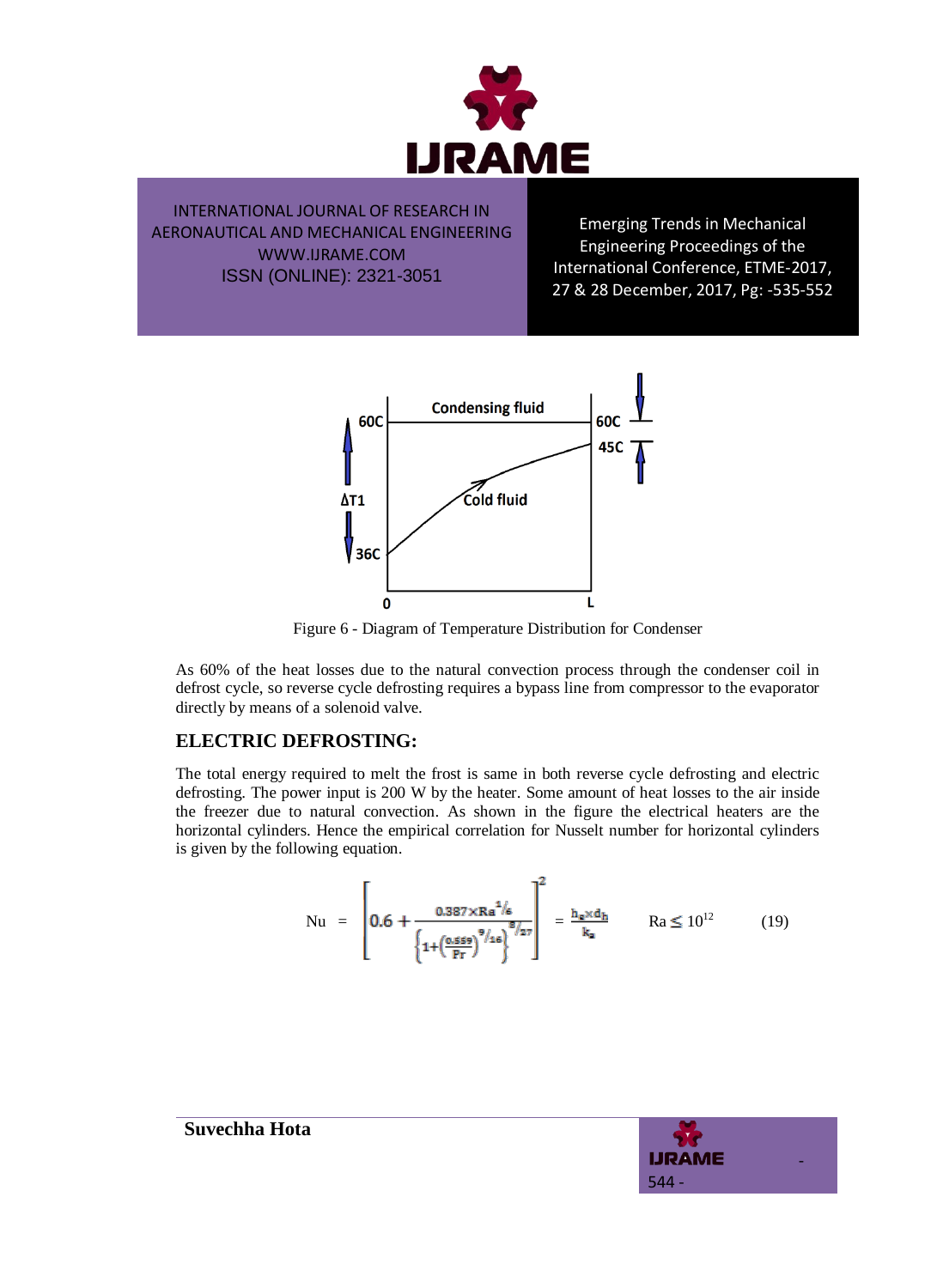Figure 6 - Diagram of Temperature Distribution for Condenser

As 60% of the heat losses due to the natural convection process through the condenser coil in defrost cycle, so reverse cycle defrosting requires a bypass line from compressor to the evaporator directly by means of a solenoid valve.

## ELECTRIC DEFROSTING:

The total energy required to melt the frost is same in both reverse cycle defrosting and electric defrosting. The power input is 200 W by the heater. Some amount of heat losses to the air inside the freezer due to natural convection. As shown in the figure the electrical heaters are the horizontal cylinders. Hence the empirical correlation for Nusselt number for horizontal cylinders is given by the following equation.

$$Nu = \left[0.6 + \frac{0.387 \times Ra^{1/6}}{\left\{1+\left(\frac{0.559}{Pr}\right)^{9/16}\right\}^{8/27}}\right]^2 = \frac{h_a \times d_h}{k_a} \qquad Ra \leq 10^{12} \qquad (19)$$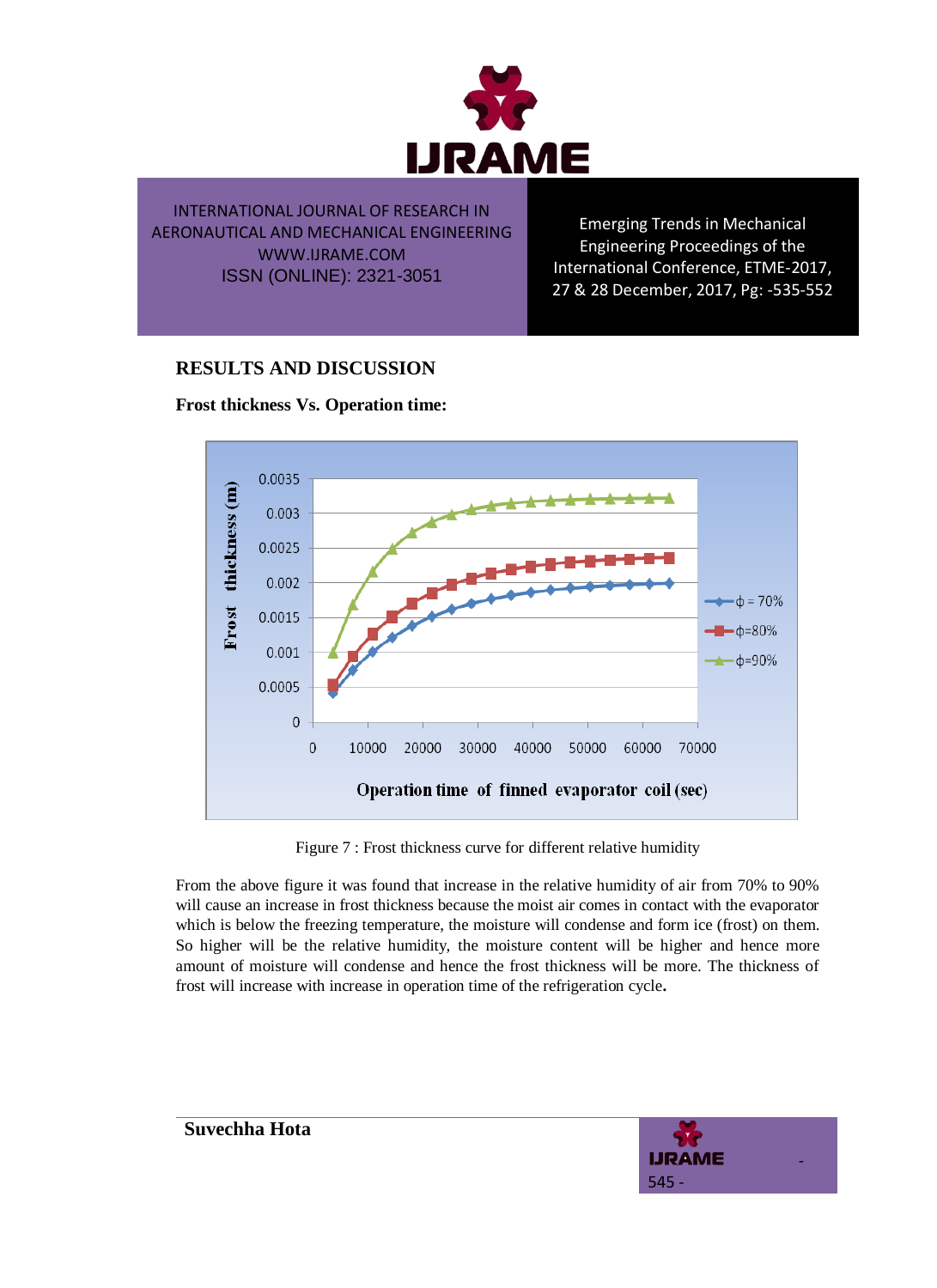## RESULTS AND DISCUSSION

### Frost thickness Vs. Operation time:

Figure 7 : Frost thickness curve for different relative humidity

From the above figure it was found that increase in the relative humidity of air from 70% to 90% will cause an increase in frost thickness because the moist air comes in contact with the evaporator which is below the freezing temperature, the moisture will condense and form ice (frost) on them. So higher will be the relative humidity, the moisture content will be higher and hence more amount of moisture will condense and hence the frost thickness will be more. The thickness of frost will increase with increase in operation time of the refrigeration cycle.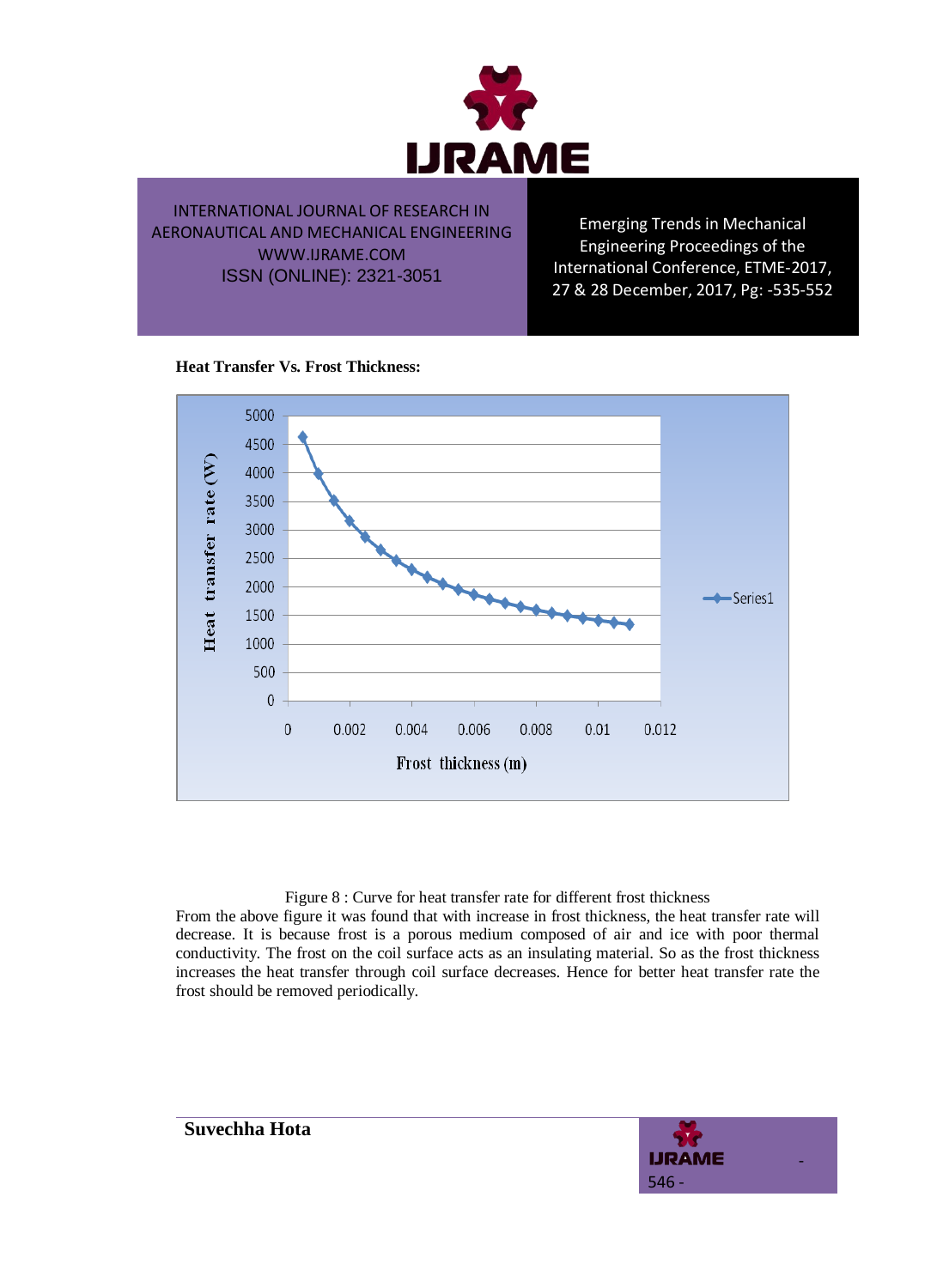**Heat Transfer Vs. Frost Thickness:**

Figure 8 : Curve for heat transfer rate for different frost thickness

From the above figure it was found that with increase in frost thickness, the heat transfer rate will decrease. It is because frost is a porous medium composed of air and ice with poor thermal conductivity. The frost on the coil surface acts as an insulating material. So as the frost thickness increases the heat transfer through coil surface decreases. Hence for better heat transfer rate the frost should be removed periodically.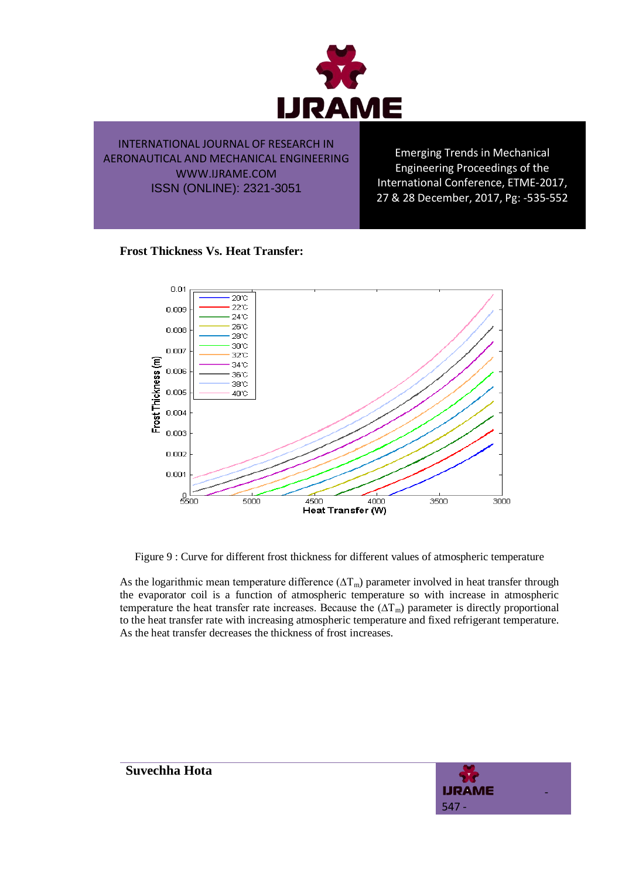**Frost Thickness Vs. Heat Transfer:**

Figure 9 : Curve for different frost thickness for different values of atmospheric temperature

As the logarithmic mean temperature difference ($\Delta T_m$) parameter involved in heat transfer through the evaporator coil is a function of atmospheric temperature so with increase in atmospheric temperature the heat transfer rate increases. Because the ($\Delta T_m$) parameter is directly proportional to the heat transfer rate with increasing atmospheric temperature and fixed refrigerant temperature. As the heat transfer decreases the thickness of frost increases.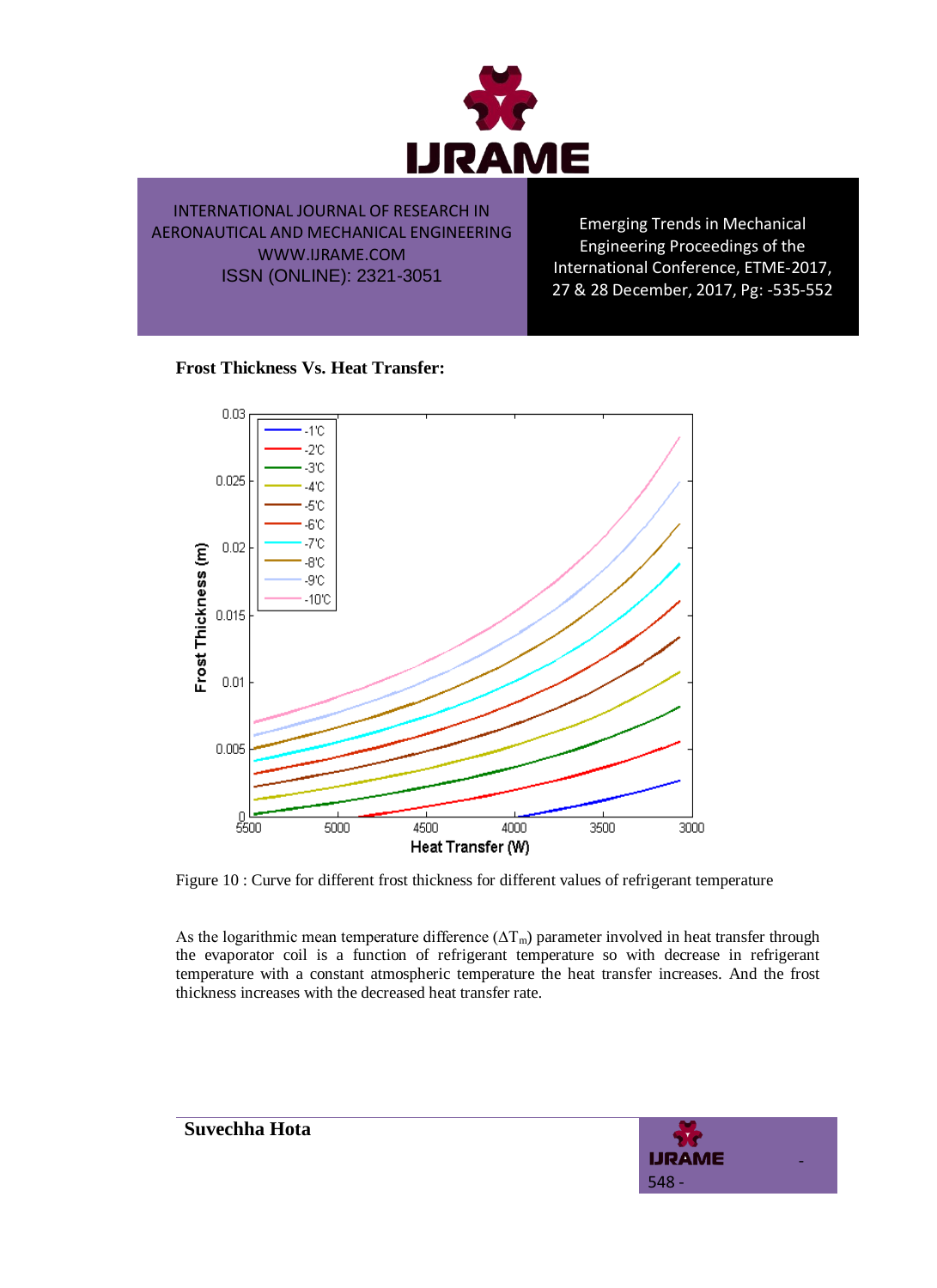**Frost Thickness Vs. Heat Transfer:**

Figure 10 : Curve for different frost thickness for different values of refrigerant temperature

As the logarithmic mean temperature difference ($\Delta T_m$) parameter involved in heat transfer through the evaporator coil is a function of refrigerant temperature so with decrease in refrigerant temperature with a constant atmospheric temperature the heat transfer increases. And the frost thickness increases with the decreased heat transfer rate.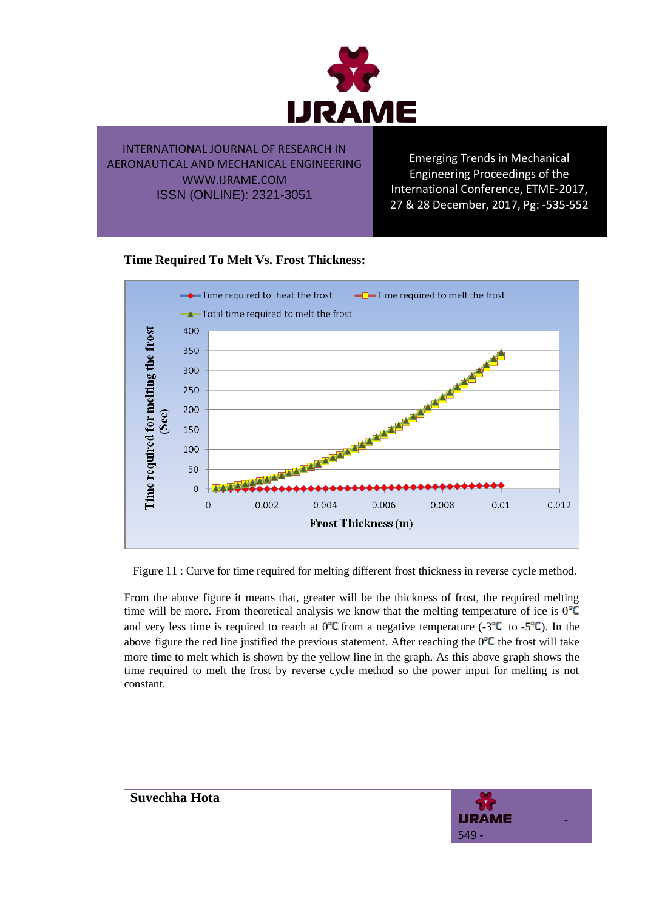**Time Required To Melt Vs. Frost Thickness:**

Figure 11 : Curve for time required for melting different frost thickness in reverse cycle method.

From the above figure it means that, greater will be the thickness of frost, the required melting time will be more. From theoretical analysis we know that the melting temperature of ice is 0℃ and very less time is required to reach at 0℃ from a negative temperature (-3℃ to -5℃). In the above figure the red line justified the previous statement. After reaching the 0℃ the frost will take more time to melt which is shown by the yellow line in the graph. As this above graph shows the time required to melt the frost by reverse cycle method so the power input for melting is not constant.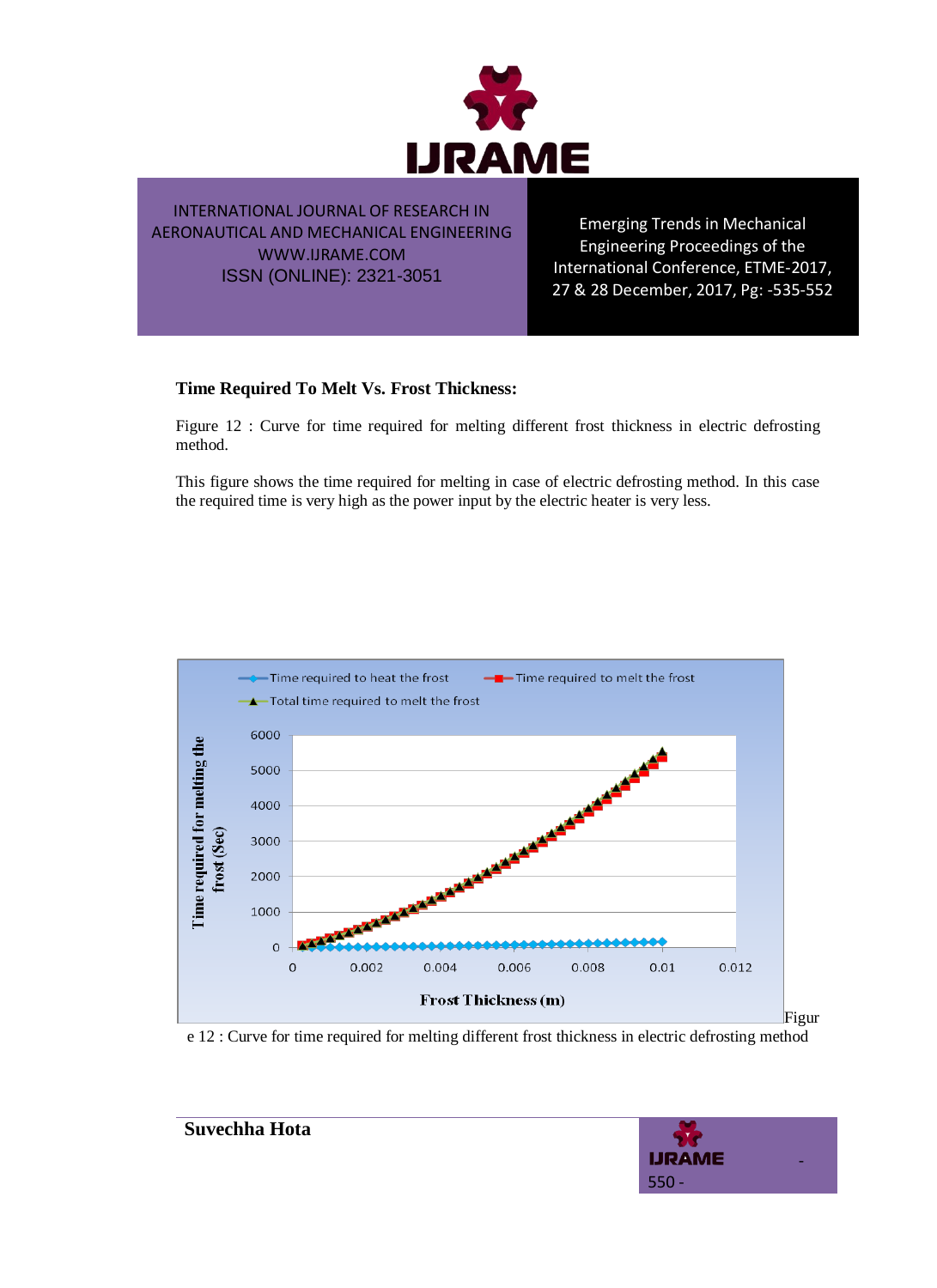### Time Required To Melt Vs. Frost Thickness:

Figure 12 : Curve for time required for melting different frost thickness in electric defrosting method.

This figure shows the time required for melting in case of electric defrosting method. In this case the required time is very high as the power input by the electric heater is very less.

Figure 12 : Curve for time required for melting different frost thickness in electric defrosting method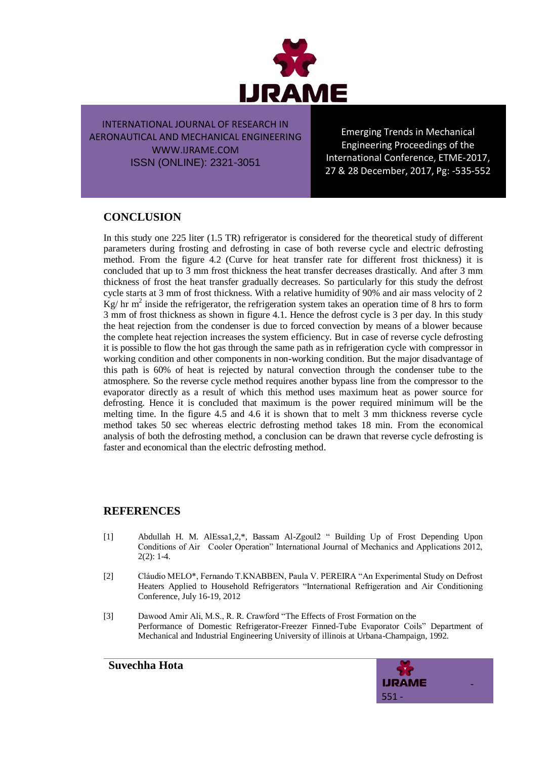## CONCLUSION

In this study one 225 liter (1.5 TR) refrigerator is considered for the theoretical study of different parameters during frosting and defrosting in case of both reverse cycle and electric defrosting method. From the figure 4.2 (Curve for heat transfer rate for different frost thickness) it is concluded that up to 3 mm frost thickness the heat transfer decreases drastically. And after 3 mm thickness of frost the heat transfer gradually decreases. So particularly for this study the defrost cycle starts at 3 mm of frost thickness. With a relative humidity of 90% and air mass velocity of 2 Kg/ hr $m^2$ inside the refrigerator, the refrigeration system takes an operation time of 8 hrs to form 3 mm of frost thickness as shown in figure 4.1. Hence the defrost cycle is 3 per day. In this study the heat rejection from the condenser is due to forced convection by means of a blower because the complete heat rejection increases the system efficiency. But in case of reverse cycle defrosting it is possible to flow the hot gas through the same path as in refrigeration cycle with compressor in working condition and other components in non-working condition. But the major disadvantage of this path is 60% of heat is rejected by natural convection through the condenser tube to the atmosphere. So the reverse cycle method requires another bypass line from the compressor to the evaporator directly as a result of which this method uses maximum heat as power source for defrosting. Hence it is concluded that maximum is the power required minimum will be the melting time. In the figure 4.5 and 4.6 it is shown that to melt 3 mm thickness reverse cycle method takes 50 sec whereas electric defrosting method takes 18 min. From the economical analysis of both the defrosting method, a conclusion can be drawn that reverse cycle defrosting is faster and economical than the electric defrosting method.

## REFERENCES

[1] Abdullah H. M. AlEssa1,2,*, Bassam Al-Zgoul2 " Building Up of Frost Depending Upon Conditions of Air Cooler Operation" International Journal of Mechanics and Applications 2012, 2(2): 1-4.

[2] Cláudio MELO*, Fernando T.KNABBEN, Paula V. PEREIRA "An Experimental Study on Defrost Heaters Applied to Household Refrigerators "International Refrigeration and Air Conditioning Conference, July 16-19, 2012

[3] Dawood Amir Ali, M.S., R. R. Crawford "The Effects of Frost Formation on the Performance of Domestic Refrigerator-Freezer Finned-Tube Evaporator Coils" Department of Mechanical and Industrial Engineering University of illinois at Urbana-Champaign, 1992.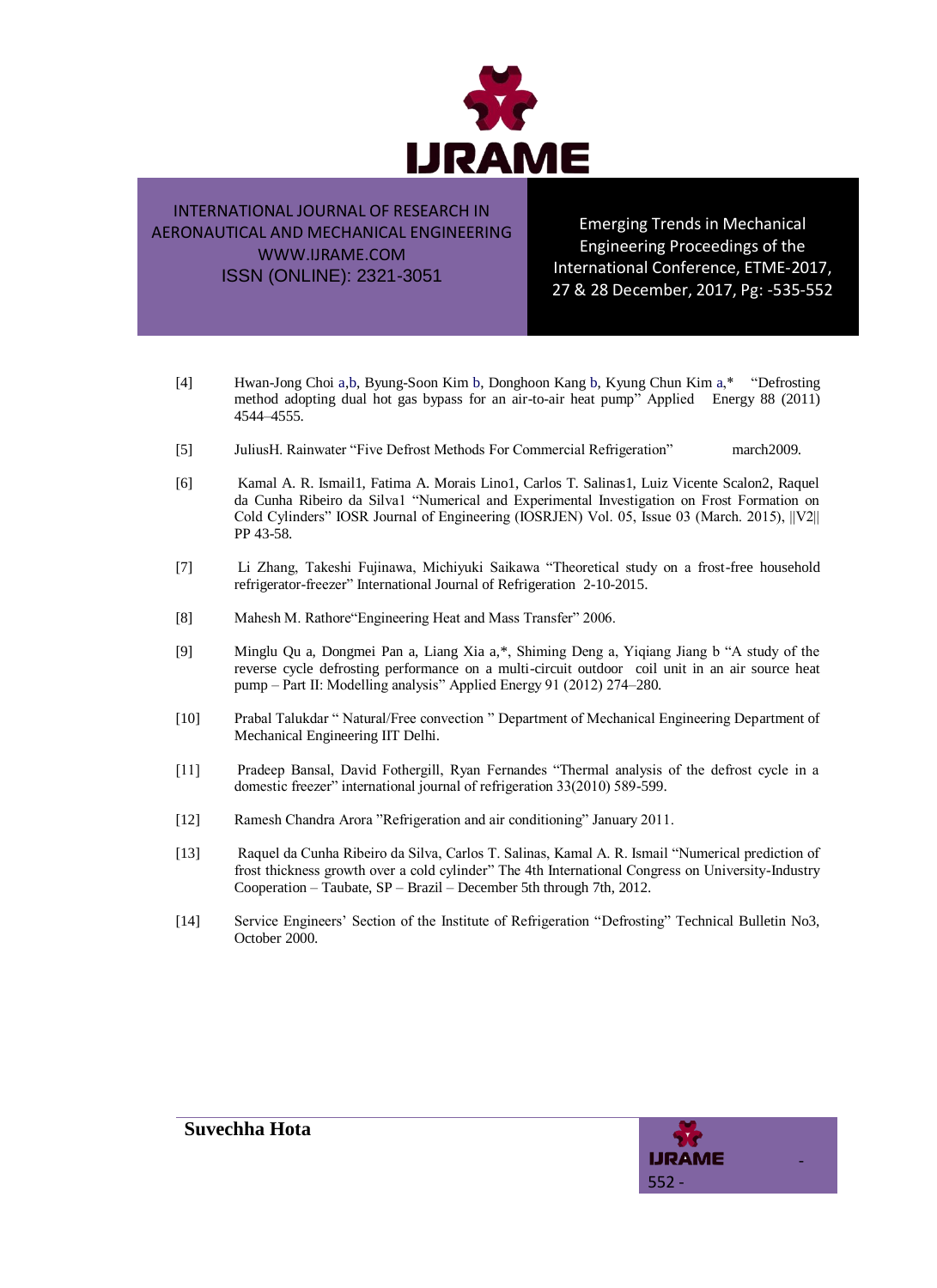[4] Hwan-Jong Choi a,b, Byung-Soon Kim b, Donghoon Kang b, Kyung Chun Kim a,* "Defrosting method adopting dual hot gas bypass for an air-to-air heat pump" Applied Energy 88 (2011) 4544–4555.

[5] JuliusH. Rainwater "Five Defrost Methods For Commercial Refrigeration" march2009.

[6] Kamal A. R. Ismail1, Fatima A. Morais Lino1, Carlos T. Salinas1, Luiz Vicente Scalon2, Raquel da Cunha Ribeiro da Silva1 "Numerical and Experimental Investigation on Frost Formation on Cold Cylinders" IOSR Journal of Engineering (IOSRJEN) Vol. 05, Issue 03 (March. 2015), ||V2|| PP 43-58.

[7] Li Zhang, Takeshi Fujinawa, Michiyuki Saikawa "Theoretical study on a frost-free household refrigerator-freezer" International Journal of Refrigeration 2-10-2015.

[8] Mahesh M. Rathore"Engineering Heat and Mass Transfer" 2006.

[9] Minglu Qu a, Dongmei Pan a, Liang Xia a,*, Shiming Deng a, Yiqiang Jiang b "A study of the reverse cycle defrosting performance on a multi-circuit outdoor coil unit in an air source heat pump – Part II: Modelling analysis" Applied Energy 91 (2012) 274–280.

[10] Prabal Talukdar " Natural/Free convection " Department of Mechanical Engineering Department of Mechanical Engineering IIT Delhi.

[11] Pradeep Bansal, David Fothergill, Ryan Fernandes "Thermal analysis of the defrost cycle in a domestic freezer" international journal of refrigeration 33(2010) 589-599.

[12] Ramesh Chandra Arora "Refrigeration and air conditioning" January 2011.

[13] Raquel da Cunha Ribeiro da Silva, Carlos T. Salinas, Kamal A. R. Ismail "Numerical prediction of frost thickness growth over a cold cylinder" The 4th International Congress on University-Industry Cooperation – Taubate, SP – Brazil – December 5th through 7th, 2012.

[14] Service Engineers' Section of the Institute of Refrigeration "Defrosting" Technical Bulletin No3, October 2000.